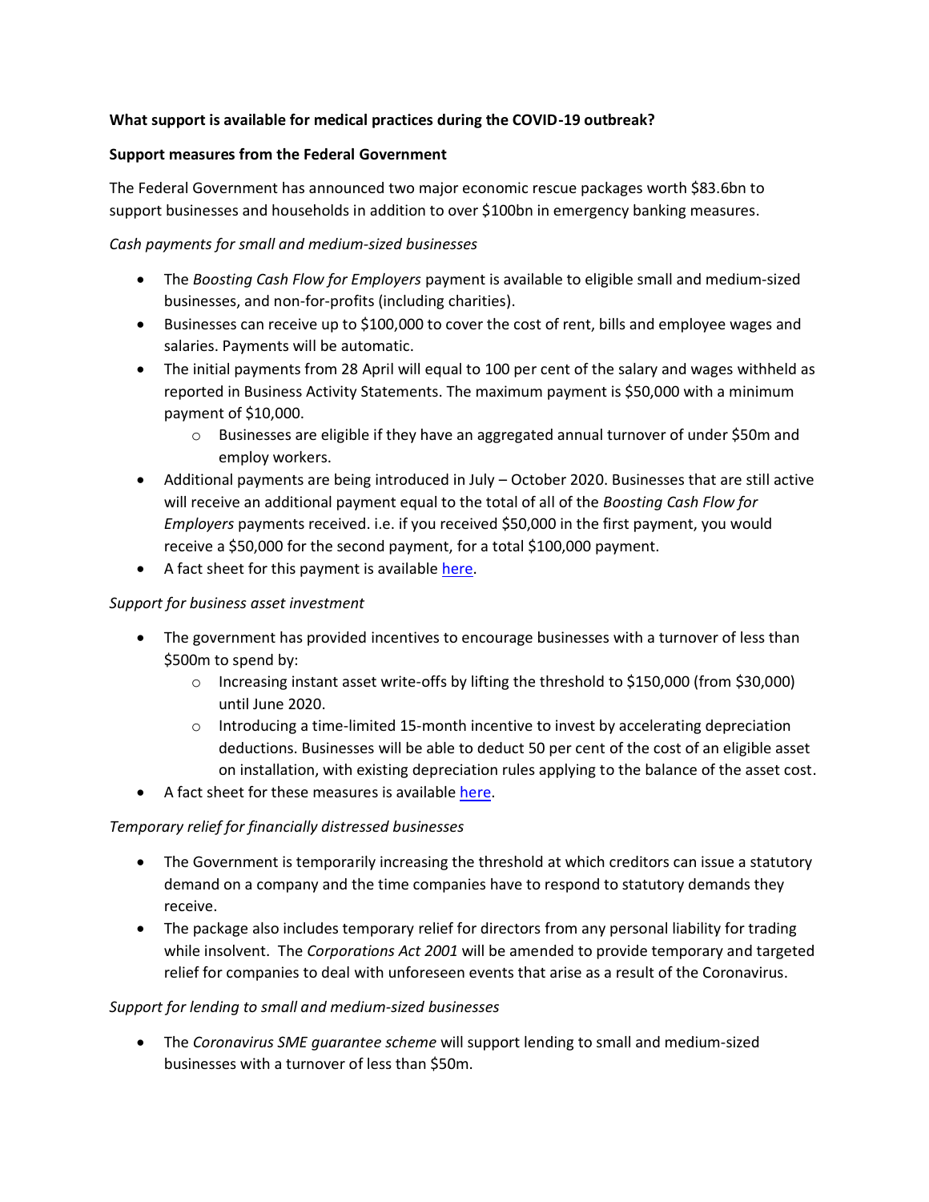**What support is available for medical practices during the COVID-19 outbreak?**

**Support measures from the Federal Government**

The Federal Government has announced two major economic rescue packages worth $83.6bn to support businesses and households in addition to over $100bn in emergency banking measures.

*Cash payments for small and medium-sized businesses*

- The *Boosting Cash Flow for Employers* payment is available to eligible small and medium-sized businesses, and non-for-profits (including charities).
- Businesses can receive up to $100,000 to cover the cost of rent, bills and employee wages and salaries. Payments will be automatic.
- The initial payments from 28 April will equal to 100 per cent of the salary and wages withheld as reported in Business Activity Statements. The maximum payment is $50,000 with a minimum payment of $10,000.
    - Businesses are eligible if they have an aggregated annual turnover of under $50m and employ workers.
- Additional payments are being introduced in July – October 2020. Businesses that are still active will receive an additional payment equal to the total of all of the *Boosting Cash Flow for Employers* payments received. i.e. if you received $50,000 in the first payment, you would receive a $50,000 for the second payment, for a total $100,000 payment.
- A fact sheet for this payment is available here.

*Support for business asset investment*

- The government has provided incentives to encourage businesses with a turnover of less than $500m to spend by:
    - Increasing instant asset write-offs by lifting the threshold to $150,000 (from $30,000) until June 2020.
    - Introducing a time-limited 15-month incentive to invest by accelerating depreciation deductions. Businesses will be able to deduct 50 per cent of the cost of an eligible asset on installation, with existing depreciation rules applying to the balance of the asset cost.
- A fact sheet for these measures is available here.

*Temporary relief for financially distressed businesses*

- The Government is temporarily increasing the threshold at which creditors can issue a statutory demand on a company and the time companies have to respond to statutory demands they receive.
- The package also includes temporary relief for directors from any personal liability for trading while insolvent. The *Corporations Act 2001* will be amended to provide temporary and targeted relief for companies to deal with unforeseen events that arise as a result of the Coronavirus.

*Support for lending to small and medium-sized businesses*

- The *Coronavirus SME guarantee scheme* will support lending to small and medium-sized businesses with a turnover of less than $50m.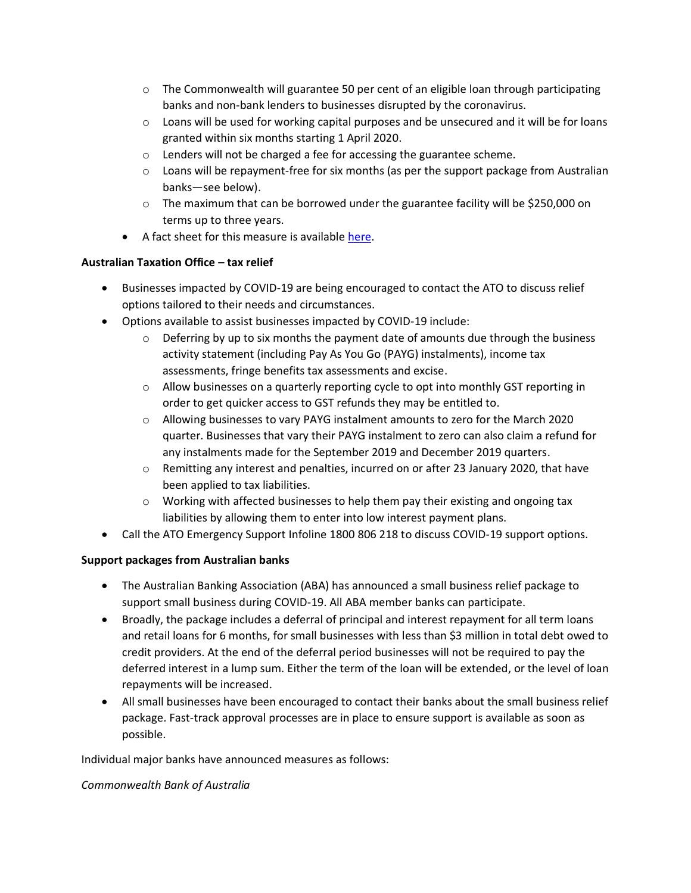- The Commonwealth will guarantee 50 per cent of an eligible loan through participating banks and non-bank lenders to businesses disrupted by the coronavirus.
    - Loans will be used for working capital purposes and be unsecured and it will be for loans granted within six months starting 1 April 2020.
    - Lenders will not be charged a fee for accessing the guarantee scheme.
    - Loans will be repayment-free for six months (as per the support package from Australian banks—see below).
    - The maximum that can be borrowed under the guarantee facility will be $250,000 on terms up to three years.
  - A fact sheet for this measure is available [here]().

**Australian Taxation Office – tax relief**

- Businesses impacted by COVID-19 are being encouraged to contact the ATO to discuss relief options tailored to their needs and circumstances.
- Options available to assist businesses impacted by COVID-19 include:
  - Deferring by up to six months the payment date of amounts due through the business activity statement (including Pay As You Go (PAYG) instalments), income tax assessments, fringe benefits tax assessments and excise.
  - Allow businesses on a quarterly reporting cycle to opt into monthly GST reporting in order to get quicker access to GST refunds they may be entitled to.
  - Allowing businesses to vary PAYG instalment amounts to zero for the March 2020 quarter. Businesses that vary their PAYG instalment to zero can also claim a refund for any instalments made for the September 2019 and December 2019 quarters.
  - Remitting any interest and penalties, incurred on or after 23 January 2020, that have been applied to tax liabilities.
  - Working with affected businesses to help them pay their existing and ongoing tax liabilities by allowing them to enter into low interest payment plans.
- Call the ATO Emergency Support Infoline 1800 806 218 to discuss COVID-19 support options.

**Support packages from Australian banks**

- The Australian Banking Association (ABA) has announced a small business relief package to support small business during COVID-19. All ABA member banks can participate.
- Broadly, the package includes a deferral of principal and interest repayment for all term loans and retail loans for 6 months, for small businesses with less than $3 million in total debt owed to credit providers. At the end of the deferral period businesses will not be required to pay the deferred interest in a lump sum. Either the term of the loan will be extended, or the level of loan repayments will be increased.
- All small businesses have been encouraged to contact their banks about the small business relief package. Fast-track approval processes are in place to ensure support is available as soon as possible.

Individual major banks have announced measures as follows:

*Commonwealth Bank of Australia*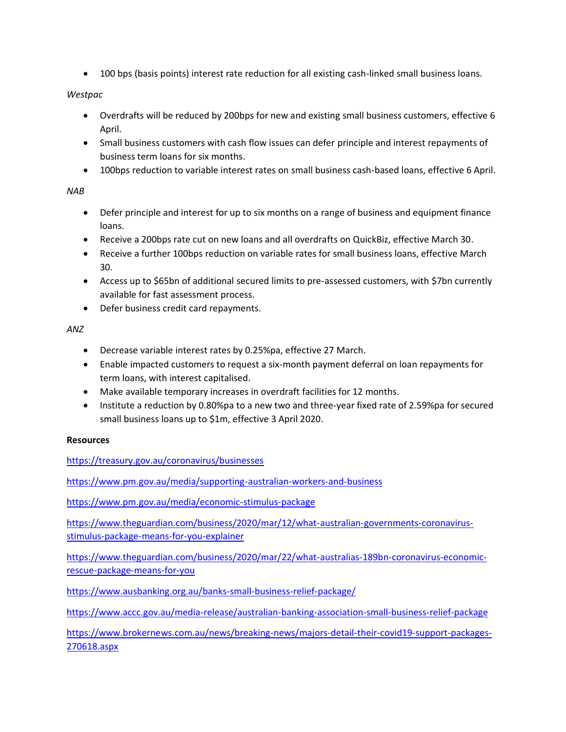- 100 bps (basis points) interest rate reduction for all existing cash-linked small business loans.

*Westpac*

- Overdrafts will be reduced by 200bps for new and existing small business customers, effective 6 April.
- Small business customers with cash flow issues can defer principle and interest repayments of business term loans for six months.
- 100bps reduction to variable interest rates on small business cash-based loans, effective 6 April.

*NAB*

- Defer principle and interest for up to six months on a range of business and equipment finance loans.
- Receive a 200bps rate cut on new loans and all overdrafts on QuickBiz, effective March 30.
- Receive a further 100bps reduction on variable rates for small business loans, effective March 30.
- Access up to $65bn of additional secured limits to pre-assessed customers, with $7bn currently available for fast assessment process.
- Defer business credit card repayments.

*ANZ*

- Decrease variable interest rates by 0.25%pa, effective 27 March.
- Enable impacted customers to request a six-month payment deferral on loan repayments for term loans, with interest capitalised.
- Make available temporary increases in overdraft facilities for 12 months.
- Institute a reduction by 0.80%pa to a new two and three-year fixed rate of 2.59%pa for secured small business loans up to $1m, effective 3 April 2020.

**Resources**

https://treasury.gov.au/coronavirus/businesses

https://www.pm.gov.au/media/supporting-australian-workers-and-business

https://www.pm.gov.au/media/economic-stimulus-package

https://www.theguardian.com/business/2020/mar/12/what-australian-governments-coronavirus-stimulus-package-means-for-you-explainer

https://www.theguardian.com/business/2020/mar/22/what-australias-189bn-coronavirus-economic-rescue-package-means-for-you

https://www.ausbanking.org.au/banks-small-business-relief-package/

https://www.accc.gov.au/media-release/australian-banking-association-small-business-relief-package

https://www.brokernews.com.au/news/breaking-news/majors-detail-their-covid19-support-packages-270618.aspx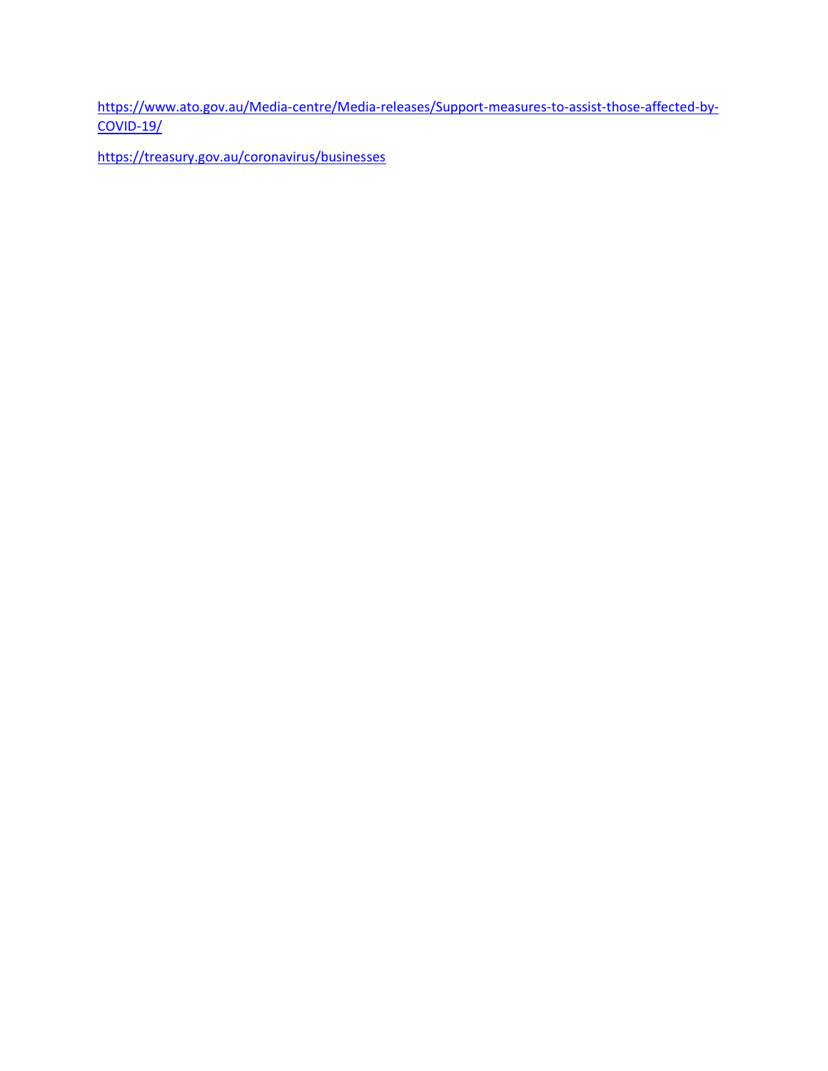https://www.ato.gov.au/Media-centre/Media-releases/Support-measures-to-assist-those-affected-by-COVID-19/

https://treasury.gov.au/coronavirus/businesses